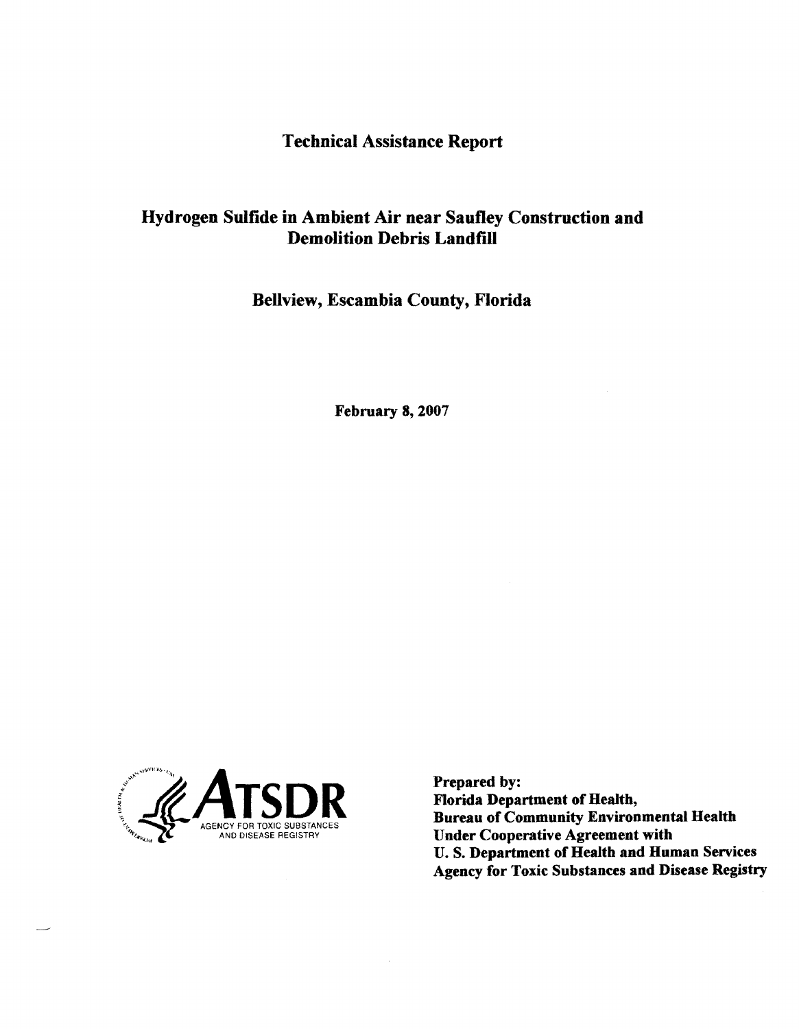# Technical Assistance Report

## Hydrogen Sulfide in Ambient Air near Saufley Construction and Demolition Debris Landfill

## Bellview, Escambia County, Florida

**February 8, 2007**

ATSDR
AGENCY FOR TOXIC SUBSTANCES AND DISEASE REGISTRY

**Prepared by:**
**Florida Department of Health,**
**Bureau of Community Environmental Health**
**Under Cooperative Agreement with**
**U. S. Department of Health and Human Services**
**Agency for Toxic Substances and Disease Registry**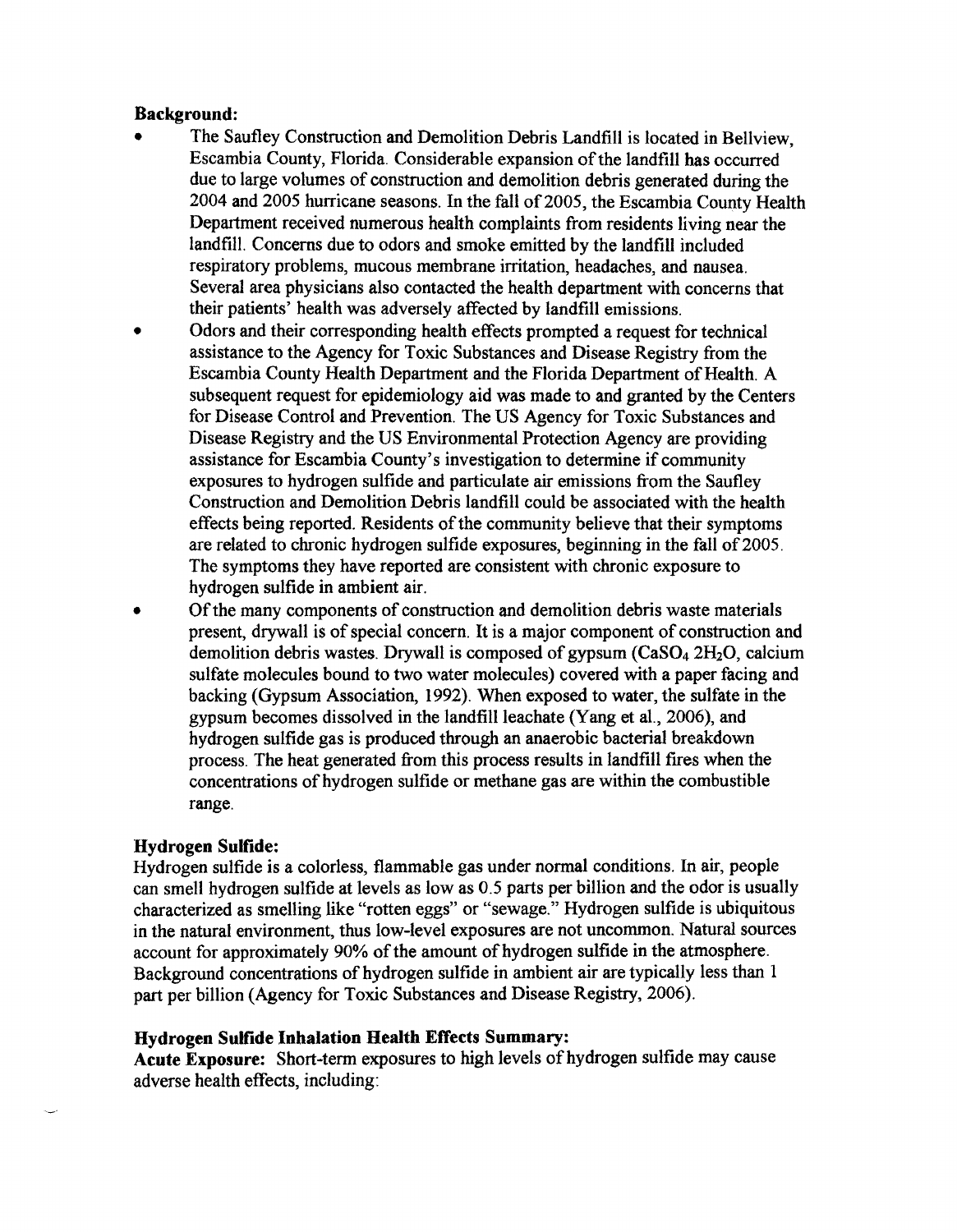**Background:**

- The Saufley Construction and Demolition Debris Landfill is located in Bellview, Escambia County, Florida. Considerable expansion of the landfill has occurred due to large volumes of construction and demolition debris generated during the 2004 and 2005 hurricane seasons. In the fall of 2005, the Escambia County Health Department received numerous health complaints from residents living near the landfill. Concerns due to odors and smoke emitted by the landfill included respiratory problems, mucous membrane irritation, headaches, and nausea. Several area physicians also contacted the health department with concerns that their patients' health was adversely affected by landfill emissions.
- Odors and their corresponding health effects prompted a request for technical assistance to the Agency for Toxic Substances and Disease Registry from the Escambia County Health Department and the Florida Department of Health. A subsequent request for epidemiology aid was made to and granted by the Centers for Disease Control and Prevention. The US Agency for Toxic Substances and Disease Registry and the US Environmental Protection Agency are providing assistance for Escambia County's investigation to determine if community exposures to hydrogen sulfide and particulate air emissions from the Saufley Construction and Demolition Debris landfill could be associated with the health effects being reported. Residents of the community believe that their symptoms are related to chronic hydrogen sulfide exposures, beginning in the fall of 2005. The symptoms they have reported are consistent with chronic exposure to hydrogen sulfide in ambient air.
- Of the many components of construction and demolition debris waste materials present, drywall is of special concern. It is a major component of construction and demolition debris wastes. Drywall is composed of gypsum ($CaSO_4\ 2H_2O$, calcium sulfate molecules bound to two water molecules) covered with a paper facing and backing (Gypsum Association, 1992). When exposed to water, the sulfate in the gypsum becomes dissolved in the landfill leachate (Yang et al., 2006), and hydrogen sulfide gas is produced through an anaerobic bacterial breakdown process. The heat generated from this process results in landfill fires when the concentrations of hydrogen sulfide or methane gas are within the combustible range.

**Hydrogen Sulfide:**

Hydrogen sulfide is a colorless, flammable gas under normal conditions. In air, people can smell hydrogen sulfide at levels as low as 0.5 parts per billion and the odor is usually characterized as smelling like "rotten eggs" or "sewage." Hydrogen sulfide is ubiquitous in the natural environment, thus low-level exposures are not uncommon. Natural sources account for approximately 90% of the amount of hydrogen sulfide in the atmosphere. Background concentrations of hydrogen sulfide in ambient air are typically less than 1 part per billion (Agency for Toxic Substances and Disease Registry, 2006).

**Hydrogen Sulfide Inhalation Health Effects Summary:**

**Acute Exposure:** Short-term exposures to high levels of hydrogen sulfide may cause adverse health effects, including: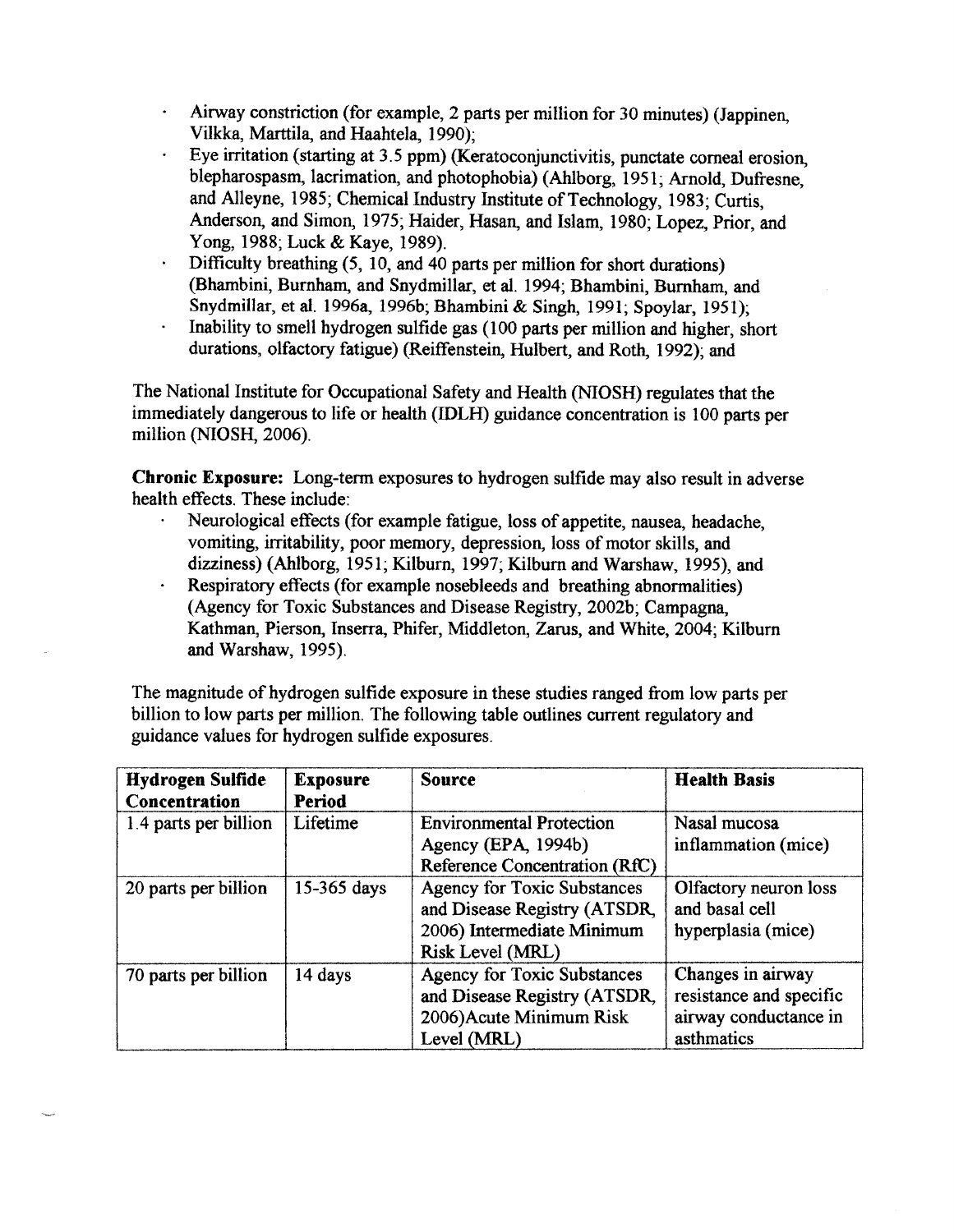- Airway constriction (for example, 2 parts per million for 30 minutes) (Jappinen, Vilkka, Marttila, and Haahtela, 1990);
- Eye irritation (starting at 3.5 ppm) (Keratoconjunctivitis, punctate corneal erosion, blepharospasm, lacrimation, and photophobia) (Ahlborg, 1951; Arnold, Dufresne, and Alleyne, 1985; Chemical Industry Institute of Technology, 1983; Curtis, Anderson, and Simon, 1975; Haider, Hasan, and Islam, 1980; Lopez, Prior, and Yong, 1988; Luck & Kaye, 1989).
- Difficulty breathing (5, 10, and 40 parts per million for short durations) (Bhambini, Burnham, and Snydmillar, et al. 1994; Bhambini, Burnham, and Snydmillar, et al. 1996a, 1996b; Bhambini & Singh, 1991; Spoylar, 1951);
- Inability to smell hydrogen sulfide gas (100 parts per million and higher, short durations, olfactory fatigue) (Reiffenstein, Hulbert, and Roth, 1992); and

The National Institute for Occupational Safety and Health (NIOSH) regulates that the immediately dangerous to life or health (IDLH) guidance concentration is 100 parts per million (NIOSH, 2006).

**Chronic Exposure:** Long-term exposures to hydrogen sulfide may also result in adverse health effects. These include:

- Neurological effects (for example fatigue, loss of appetite, nausea, headache, vomiting, irritability, poor memory, depression, loss of motor skills, and dizziness) (Ahlborg, 1951; Kilburn, 1997; Kilburn and Warshaw, 1995), and
- Respiratory effects (for example nosebleeds and breathing abnormalities) (Agency for Toxic Substances and Disease Registry, 2002b; Campagna, Kathman, Pierson, Inserra, Phifer, Middleton, Zarus, and White, 2004; Kilburn and Warshaw, 1995).

The magnitude of hydrogen sulfide exposure in these studies ranged from low parts per billion to low parts per million. The following table outlines current regulatory and guidance values for hydrogen sulfide exposures.

| **Hydrogen Sulfide Concentration** | **Exposure Period** | **Source** | **Health Basis** |
|---|---|---|---|
| 1.4 parts per billion | Lifetime | Environmental Protection Agency (EPA, 1994b) Reference Concentration (RfC) | Nasal mucosa inflammation (mice) |
| 20 parts per billion | 15-365 days | Agency for Toxic Substances and Disease Registry (ATSDR, 2006) Intermediate Minimum Risk Level (MRL) | Olfactory neuron loss and basal cell hyperplasia (mice) |
| 70 parts per billion | 14 days | Agency for Toxic Substances and Disease Registry (ATSDR, 2006)Acute Minimum Risk Level (MRL) | Changes in airway resistance and specific airway conductance in asthmatics |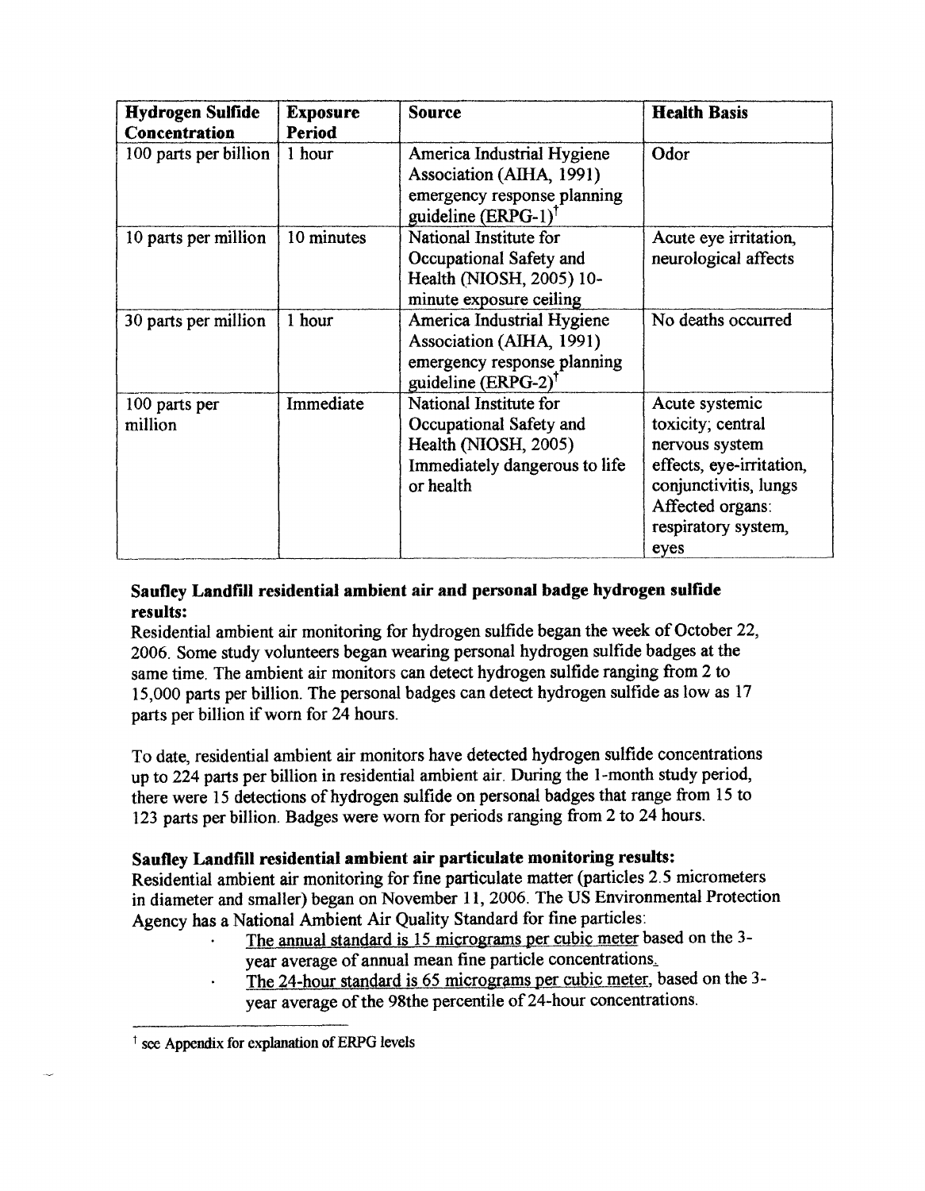| Hydrogen Sulfide Concentration | Exposure Period | Source | Health Basis |
|---|---|---|---|
| 100 parts per billion | 1 hour | America Industrial Hygiene Association (AIHA, 1991) emergency response planning guideline (ERPG-1)† | Odor |
| 10 parts per million | 10 minutes | National Institute for Occupational Safety and Health (NIOSH, 2005) 10-minute exposure ceiling | Acute eye irritation, neurological affects |
| 30 parts per million | 1 hour | America Industrial Hygiene Association (AIHA, 1991) emergency response planning guideline (ERPG-2)† | No deaths occurred |
| 100 parts per million | Immediate | National Institute for Occupational Safety and Health (NIOSH, 2005) Immediately dangerous to life or health | Acute systemic toxicity; central nervous system effects, eye-irritation, conjunctivitis, lungs Affected organs: respiratory system, eyes |

**Saufley Landfill residential ambient air and personal badge hydrogen sulfide results:**

Residential ambient air monitoring for hydrogen sulfide began the week of October 22, 2006. Some study volunteers began wearing personal hydrogen sulfide badges at the same time. The ambient air monitors can detect hydrogen sulfide ranging from 2 to 15,000 parts per billion. The personal badges can detect hydrogen sulfide as low as 17 parts per billion if worn for 24 hours.

To date, residential ambient air monitors have detected hydrogen sulfide concentrations up to 224 parts per billion in residential ambient air. During the 1-month study period, there were 15 detections of hydrogen sulfide on personal badges that range from 15 to 123 parts per billion. Badges were worn for periods ranging from 2 to 24 hours.

**Saufley Landfill residential ambient air particulate monitoring results:**

Residential ambient air monitoring for fine particulate matter (particles 2.5 micrometers in diameter and smaller) began on November 11, 2006. The US Environmental Protection Agency has a National Ambient Air Quality Standard for fine particles:

- The annual standard is 15 micrograms per cubic meter based on the 3-year average of annual mean fine particle concentrations.
- The 24-hour standard is 65 micrograms per cubic meter, based on the 3-year average of the 98the percentile of 24-hour concentrations.

---

† see Appendix for explanation of ERPG levels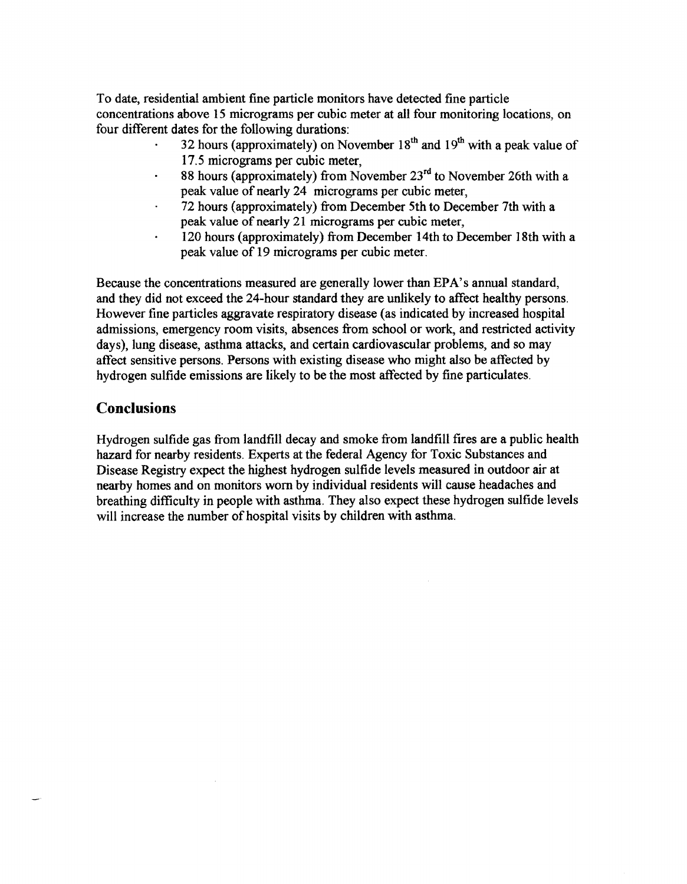To date, residential ambient fine particle monitors have detected fine particle concentrations above 15 micrograms per cubic meter at all four monitoring locations, on four different dates for the following durations:

- 32 hours (approximately) on November 18th and 19th with a peak value of 17.5 micrograms per cubic meter,
- 88 hours (approximately) from November 23rd to November 26th with a peak value of nearly 24 micrograms per cubic meter,
- 72 hours (approximately) from December 5th to December 7th with a peak value of nearly 21 micrograms per cubic meter,
- 120 hours (approximately) from December 14th to December 18th with a peak value of 19 micrograms per cubic meter.

Because the concentrations measured are generally lower than EPA's annual standard, and they did not exceed the 24-hour standard they are unlikely to affect healthy persons. However fine particles aggravate respiratory disease (as indicated by increased hospital admissions, emergency room visits, absences from school or work, and restricted activity days), lung disease, asthma attacks, and certain cardiovascular problems, and so may affect sensitive persons. Persons with existing disease who might also be affected by hydrogen sulfide emissions are likely to be the most affected by fine particulates.

## Conclusions

Hydrogen sulfide gas from landfill decay and smoke from landfill fires are a public health hazard for nearby residents. Experts at the federal Agency for Toxic Substances and Disease Registry expect the highest hydrogen sulfide levels measured in outdoor air at nearby homes and on monitors worn by individual residents will cause headaches and breathing difficulty in people with asthma. They also expect these hydrogen sulfide levels will increase the number of hospital visits by children with asthma.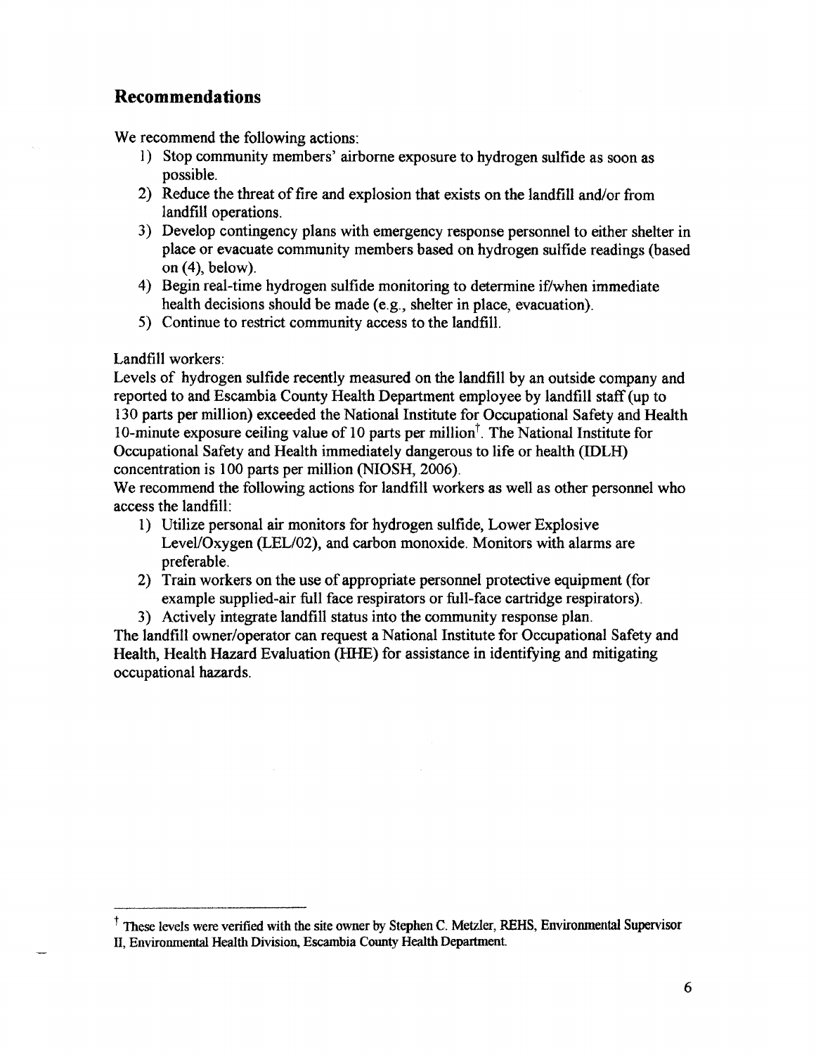## Recommendations

We recommend the following actions:

1) Stop community members' airborne exposure to hydrogen sulfide as soon as possible.
2) Reduce the threat of fire and explosion that exists on the landfill and/or from landfill operations.
3) Develop contingency plans with emergency response personnel to either shelter in place or evacuate community members based on hydrogen sulfide readings (based on (4), below).
4) Begin real-time hydrogen sulfide monitoring to determine if/when immediate health decisions should be made (e.g., shelter in place, evacuation).
5) Continue to restrict community access to the landfill.

Landfill workers:

Levels of hydrogen sulfide recently measured on the landfill by an outside company and reported to and Escambia County Health Department employee by landfill staff (up to 130 parts per million) exceeded the National Institute for Occupational Safety and Health 10-minute exposure ceiling value of 10 parts per million[†]. The National Institute for Occupational Safety and Health immediately dangerous to life or health (IDLH) concentration is 100 parts per million (NIOSH, 2006).

We recommend the following actions for landfill workers as well as other personnel who access the landfill:

1) Utilize personal air monitors for hydrogen sulfide, Lower Explosive Level/Oxygen (LEL/02), and carbon monoxide. Monitors with alarms are preferable.
2) Train workers on the use of appropriate personnel protective equipment (for example supplied-air full face respirators or full-face cartridge respirators).
3) Actively integrate landfill status into the community response plan.

The landfill owner/operator can request a National Institute for Occupational Safety and Health, Health Hazard Evaluation (HHE) for assistance in identifying and mitigating occupational hazards.

---

[†] These levels were verified with the site owner by Stephen C. Metzler, REHS, Environmental Supervisor II, Environmental Health Division, Escambia County Health Department.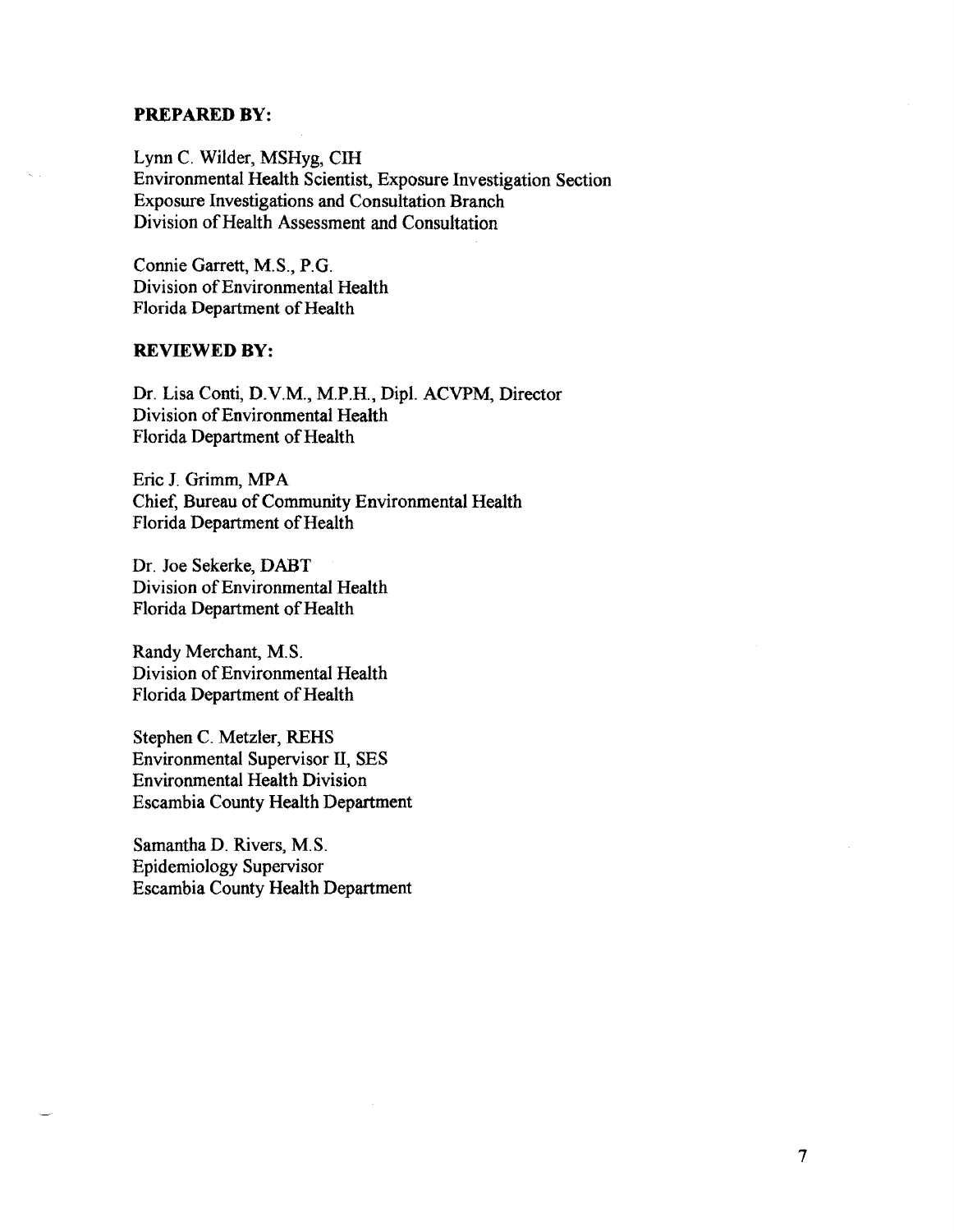**PREPARED BY:**

Lynn C. Wilder, MSHyg, CIH
Environmental Health Scientist, Exposure Investigation Section
Exposure Investigations and Consultation Branch
Division of Health Assessment and Consultation

Connie Garrett, M.S., P.G.
Division of Environmental Health
Florida Department of Health

**REVIEWED BY:**

Dr. Lisa Conti, D.V.M., M.P.H., Dipl. ACVPM, Director
Division of Environmental Health
Florida Department of Health

Eric J. Grimm, MPA
Chief, Bureau of Community Environmental Health
Florida Department of Health

Dr. Joe Sekerke, DABT
Division of Environmental Health
Florida Department of Health

Randy Merchant, M.S.
Division of Environmental Health
Florida Department of Health

Stephen C. Metzler, REHS
Environmental Supervisor II, SES
Environmental Health Division
Escambia County Health Department

Samantha D. Rivers, M.S.
Epidemiology Supervisor
Escambia County Health Department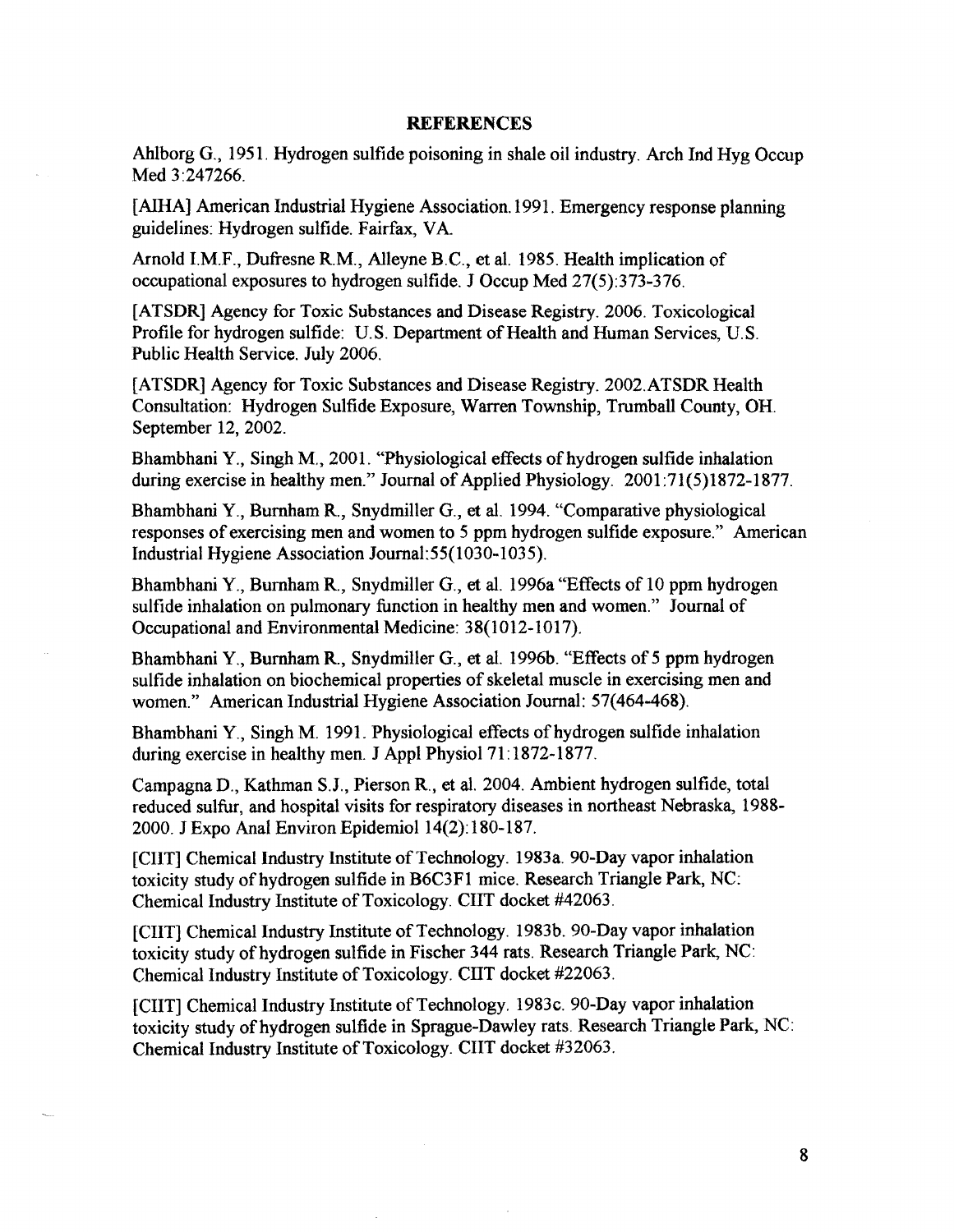## REFERENCES

Ahlborg G., 1951. Hydrogen sulfide poisoning in shale oil industry. Arch Ind Hyg Occup Med 3:247266.

[AIHA] American Industrial Hygiene Association. 1991. Emergency response planning guidelines: Hydrogen sulfide. Fairfax, VA.

Arnold I.M.F., Dufresne R.M., Alleyne B.C., et al. 1985. Health implication of occupational exposures to hydrogen sulfide. J Occup Med 27(5):373-376.

[ATSDR] Agency for Toxic Substances and Disease Registry. 2006. Toxicological Profile for hydrogen sulfide: U.S. Department of Health and Human Services, U.S. Public Health Service. July 2006.

[ATSDR] Agency for Toxic Substances and Disease Registry. 2002.ATSDR Health Consultation: Hydrogen Sulfide Exposure, Warren Township, Trumball County, OH. September 12, 2002.

Bhambhani Y., Singh M., 2001. "Physiological effects of hydrogen sulfide inhalation during exercise in healthy men." Journal of Applied Physiology. 2001:71(5)1872-1877.

Bhambhani Y., Burnham R., Snydmiller G., et al. 1994. "Comparative physiological responses of exercising men and women to 5 ppm hydrogen sulfide exposure." American Industrial Hygiene Association Journal:55(1030-1035).

Bhambhani Y., Burnham R., Snydmiller G., et al. 1996a "Effects of 10 ppm hydrogen sulfide inhalation on pulmonary function in healthy men and women." Journal of Occupational and Environmental Medicine: 38(1012-1017).

Bhambhani Y., Burnham R., Snydmiller G., et al. 1996b. "Effects of 5 ppm hydrogen sulfide inhalation on biochemical properties of skeletal muscle in exercising men and women." American Industrial Hygiene Association Journal: 57(464-468).

Bhambhani Y., Singh M. 1991. Physiological effects of hydrogen sulfide inhalation during exercise in healthy men. J Appl Physiol 71:1872-1877.

Campagna D., Kathman S.J., Pierson R., et al. 2004. Ambient hydrogen sulfide, total reduced sulfur, and hospital visits for respiratory diseases in northeast Nebraska, 1988-2000. J Expo Anal Environ Epidemiol 14(2):180-187.

[CIIT] Chemical Industry Institute of Technology. 1983a. 90-Day vapor inhalation toxicity study of hydrogen sulfide in B6C3F1 mice. Research Triangle Park, NC: Chemical Industry Institute of Toxicology. CIIT docket #42063.

[CIIT] Chemical Industry Institute of Technology. 1983b. 90-Day vapor inhalation toxicity study of hydrogen sulfide in Fischer 344 rats. Research Triangle Park, NC: Chemical Industry Institute of Toxicology. CIIT docket #22063.

[CIIT] Chemical Industry Institute of Technology. 1983c. 90-Day vapor inhalation toxicity study of hydrogen sulfide in Sprague-Dawley rats. Research Triangle Park, NC: Chemical Industry Institute of Toxicology. CIIT docket #32063.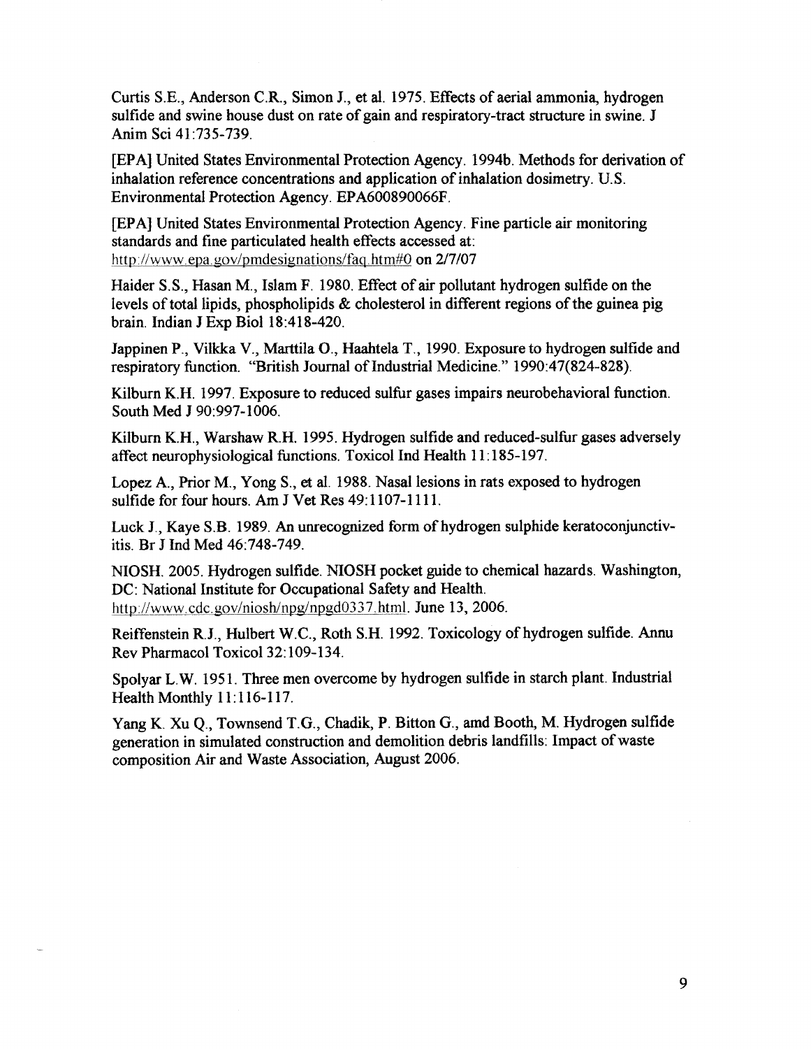Curtis S.E., Anderson C.R., Simon J., et al. 1975. Effects of aerial ammonia, hydrogen sulfide and swine house dust on rate of gain and respiratory-tract structure in swine. J Anim Sci 41:735-739.

[EPA] United States Environmental Protection Agency. 1994b. Methods for derivation of inhalation reference concentrations and application of inhalation dosimetry. U.S. Environmental Protection Agency. EPA600890066F.

[EPA] United States Environmental Protection Agency. Fine particle air monitoring standards and fine particulated health effects accessed at: http://www.epa.gov/pmdesignations/faq.htm#0 on 2/7/07

Haider S.S., Hasan M., Islam F. 1980. Effect of air pollutant hydrogen sulfide on the levels of total lipids, phospholipids & cholesterol in different regions of the guinea pig brain. Indian J Exp Biol 18:418-420.

Jappinen P., Vilkka V., Marttila O., Haahtela T., 1990. Exposure to hydrogen sulfide and respiratory function. "British Journal of Industrial Medicine." 1990:47(824-828).

Kilburn K.H. 1997. Exposure to reduced sulfur gases impairs neurobehavioral function. South Med J 90:997-1006.

Kilburn K.H., Warshaw R.H. 1995. Hydrogen sulfide and reduced-sulfur gases adversely affect neurophysiological functions. Toxicol Ind Health 11:185-197.

Lopez A., Prior M., Yong S., et al. 1988. Nasal lesions in rats exposed to hydrogen sulfide for four hours. Am J Vet Res 49:1107-1111.

Luck J., Kaye S.B. 1989. An unrecognized form of hydrogen sulphide keratoconjunctivitis. Br J Ind Med 46:748-749.

NIOSH. 2005. Hydrogen sulfide. NIOSH pocket guide to chemical hazards. Washington, DC: National Institute for Occupational Safety and Health. http://www.cdc.gov/niosh/npg/npgd0337.html. June 13, 2006.

Reiffenstein R.J., Hulbert W.C., Roth S.H. 1992. Toxicology of hydrogen sulfide. Annu Rev Pharmacol Toxicol 32:109-134.

Spolyar L.W. 1951. Three men overcome by hydrogen sulfide in starch plant. Industrial Health Monthly 11:116-117.

Yang K. Xu Q., Townsend T.G., Chadik, P. Bitton G., amd Booth, M. Hydrogen sulfide generation in simulated construction and demolition debris landfills: Impact of waste composition Air and Waste Association, August 2006.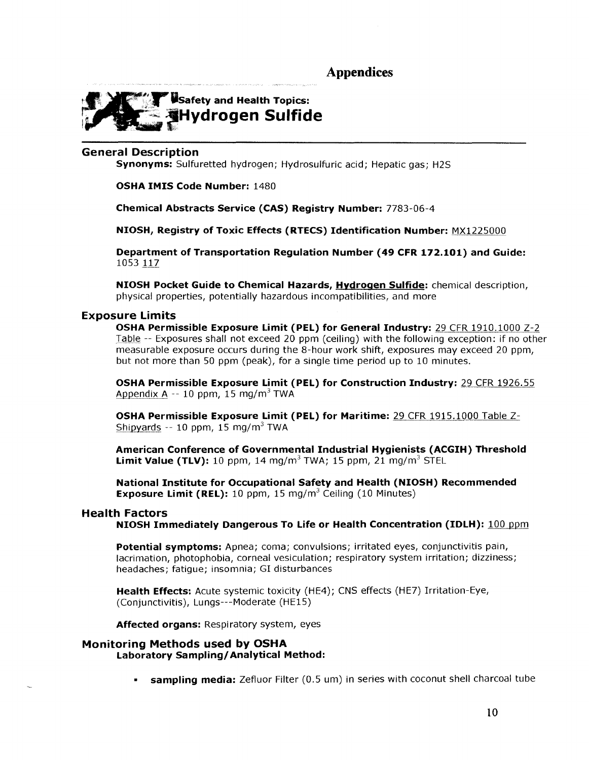# Appendices

## Safety and Health Topics: Hydrogen Sulfide

### General Description

**Synonyms:** Sulfuretted hydrogen; Hydrosulfuric acid; Hepatic gas; H2S

**OSHA IMIS Code Number:** 1480

**Chemical Abstracts Service (CAS) Registry Number:** 7783-06-4

**NIOSH, Registry of Toxic Effects (RTECS) Identification Number:** MX1225000

**Department of Transportation Regulation Number (49 CFR 172.101) and Guide:** 1053 117

**NIOSH Pocket Guide to Chemical Hazards, Hydrogen Sulfide:** chemical description, physical properties, potentially hazardous incompatibilities, and more

### Exposure Limits

**OSHA Permissible Exposure Limit (PEL) for General Industry:** 29 CFR 1910.1000 Z-2 Table -- Exposures shall not exceed 20 ppm (ceiling) with the following exception: if no other measurable exposure occurs during the 8-hour work shift, exposures may exceed 20 ppm, but not more than 50 ppm (peak), for a single time period up to 10 minutes.

**OSHA Permissible Exposure Limit (PEL) for Construction Industry:** 29 CFR 1926.55 Appendix A -- 10 ppm, 15 mg/m$^3$ TWA

**OSHA Permissible Exposure Limit (PEL) for Maritime:** 29 CFR 1915.1000 Table Z-Shipyards -- 10 ppm, 15 mg/m$^3$ TWA

**American Conference of Governmental Industrial Hygienists (ACGIH) Threshold Limit Value (TLV):** 10 ppm, 14 mg/m$^3$ TWA; 15 ppm, 21 mg/m$^3$ STEL

**National Institute for Occupational Safety and Health (NIOSH) Recommended Exposure Limit (REL):** 10 ppm, 15 mg/m$^3$ Ceiling (10 Minutes)

### Health Factors

**NIOSH Immediately Dangerous To Life or Health Concentration (IDLH):** 100 ppm

**Potential symptoms:** Apnea; coma; convulsions; irritated eyes, conjunctivitis pain, lacrimation, photophobia, corneal vesiculation; respiratory system irritation; dizziness; headaches; fatigue; insomnia; GI disturbances

**Health Effects:** Acute systemic toxicity (HE4); CNS effects (HE7) Irritation-Eye, (Conjunctivitis), Lungs---Moderate (HE15)

**Affected organs:** Respiratory system, eyes

### Monitoring Methods used by OSHA

**Laboratory Sampling/Analytical Method:**

- **sampling media:** Zefluor Filter (0.5 um) in series with coconut shell charcoal tube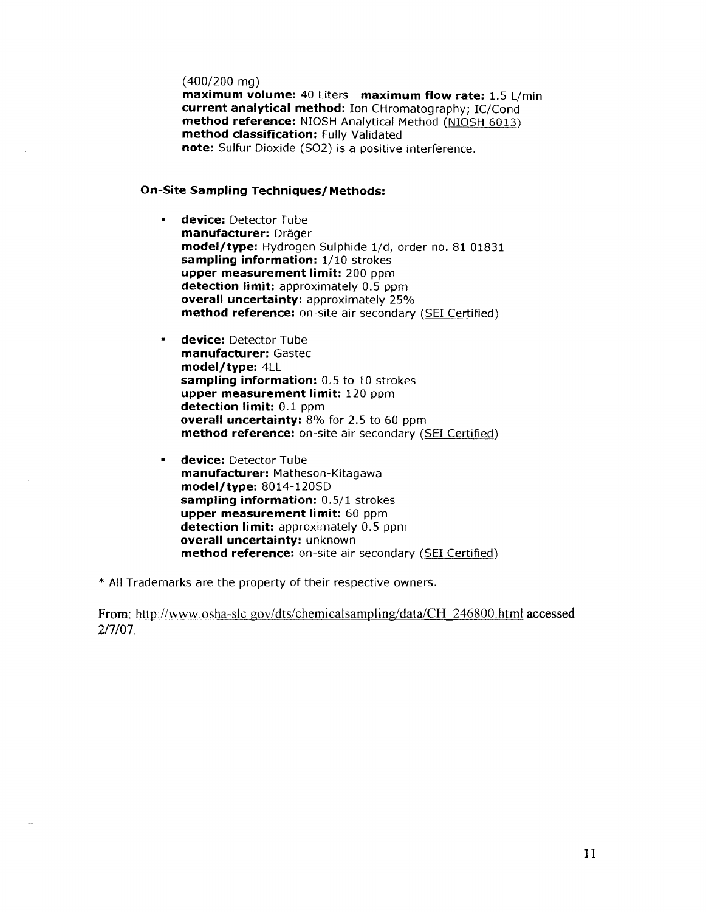(400/200 mg)
**maximum volume:** 40 Liters **maximum flow rate:** 1.5 L/min
**current analytical method:** Ion CHromatography; IC/Cond
**method reference:** NIOSH Analytical Method (NIOSH 6013)
**method classification:** Fully Validated
**note:** Sulfur Dioxide (SO2) is a positive interference.

**On-Site Sampling Techniques/Methods:**

- **device:** Detector Tube
  **manufacturer:** Dräger
  **model/type:** Hydrogen Sulphide 1/d, order no. 81 01831
  **sampling information:** 1/10 strokes
  **upper measurement limit:** 200 ppm
  **detection limit:** approximately 0.5 ppm
  **overall uncertainty:** approximately 25%
  **method reference:** on-site air secondary (SEI Certified)

- **device:** Detector Tube
  **manufacturer:** Gastec
  **model/type:** 4LL
  **sampling information:** 0.5 to 10 strokes
  **upper measurement limit:** 120 ppm
  **detection limit:** 0.1 ppm
  **overall uncertainty:** 8% for 2.5 to 60 ppm
  **method reference:** on-site air secondary (SEI Certified)

- **device:** Detector Tube
  **manufacturer:** Matheson-Kitagawa
  **model/type:** 8014-120SD
  **sampling information:** 0.5/1 strokes
  **upper measurement limit:** 60 ppm
  **detection limit:** approximately 0.5 ppm
  **overall uncertainty:** unknown
  **method reference:** on-site air secondary (SEI Certified)

* All Trademarks are the property of their respective owners.

From: http://www.osha-slc.gov/dts/chemicalsampling/data/CH_246800.html accessed 2/7/07.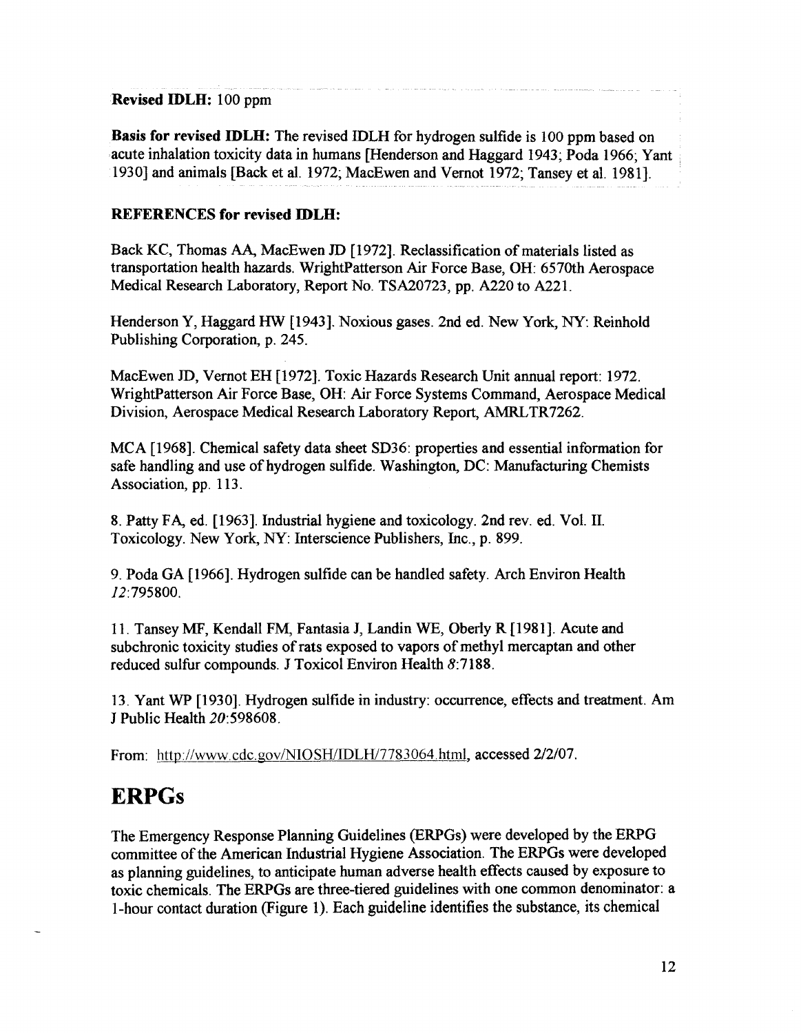**Revised IDLH:** 100 ppm

**Basis for revised IDLH:** The revised IDLH for hydrogen sulfide is 100 ppm based on acute inhalation toxicity data in humans [Henderson and Haggard 1943; Poda 1966; Yant 1930] and animals [Back et al. 1972; MacEwen and Vernot 1972; Tansey et al. 1981].

**REFERENCES for revised IDLH:**

Back KC, Thomas AA, MacEwen JD [1972]. Reclassification of materials listed as transportation health hazards. WrightPatterson Air Force Base, OH: 6570th Aerospace Medical Research Laboratory, Report No. TSA20723, pp. A220 to A221.

Henderson Y, Haggard HW [1943]. Noxious gases. 2nd ed. New York, NY: Reinhold Publishing Corporation, p. 245.

MacEwen JD, Vernot EH [1972]. Toxic Hazards Research Unit annual report: 1972. WrightPatterson Air Force Base, OH: Air Force Systems Command, Aerospace Medical Division, Aerospace Medical Research Laboratory Report, AMRLTR7262.

MCA [1968]. Chemical safety data sheet SD36: properties and essential information for safe handling and use of hydrogen sulfide. Washington, DC: Manufacturing Chemists Association, pp. 113.

8. Patty FA, ed. [1963]. Industrial hygiene and toxicology. 2nd rev. ed. Vol. II. Toxicology. New York, NY: Interscience Publishers, Inc., p. 899.

9. Poda GA [1966]. Hydrogen sulfide can be handled safety. Arch Environ Health *12*:795800.

11. Tansey MF, Kendall FM, Fantasia J, Landin WE, Oberly R [1981]. Acute and subchronic toxicity studies of rats exposed to vapors of methyl mercaptan and other reduced sulfur compounds. J Toxicol Environ Health *8*:7188.

13. Yant WP [1930]. Hydrogen sulfide in industry: occurrence, effects and treatment. Am J Public Health *20*:598608.

From: http://www.cdc.gov/NIOSH/IDLH/7783064.html, accessed 2/2/07.

# ERPGs

The Emergency Response Planning Guidelines (ERPGs) were developed by the ERPG committee of the American Industrial Hygiene Association. The ERPGs were developed as planning guidelines, to anticipate human adverse health effects caused by exposure to toxic chemicals. The ERPGs are three-tiered guidelines with one common denominator: a 1-hour contact duration (Figure 1). Each guideline identifies the substance, its chemical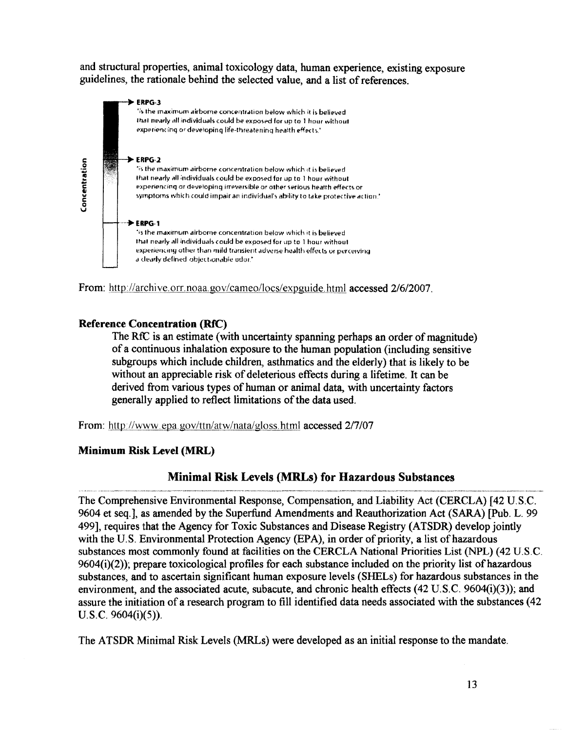and structural properties, animal toxicology data, human experience, existing exposure guidelines, the rationale behind the selected value, and a list of references.

Concentration

**ERPG-3**
"is the maximum airborne concentration below which it is believed that nearly all individuals could be exposed for up to 1 hour without experiencing or developing life-threatening health effects."

**ERPG-2**
"is the maximum airborne concentration below which it is believed that nearly all individuals could be exposed for up to 1 hour without experiencing or developing irreversible or other serious health effects or symptoms which could impair an individual's ability to take protective action."

**ERPG-1**
"is the maximum airborne concentration below which it is believed that nearly all individuals could be exposed for up to 1 hour without experiencing other than mild transient adverse health effects or perceiving a clearly defined objectionable odor."

From: http://archive.orr.noaa.gov/cameo/locs/expguide.html accessed 2/6/2007.

**Reference Concentration (RfC)**

The RfC is an estimate (with uncertainty spanning perhaps an order of magnitude) of a continuous inhalation exposure to the human population (including sensitive subgroups which include children, asthmatics and the elderly) that is likely to be without an appreciable risk of deleterious effects during a lifetime. It can be derived from various types of human or animal data, with uncertainty factors generally applied to reflect limitations of the data used.

From: http://www.epa.gov/ttn/atw/nata/gloss.html accessed 2/7/07

**Minimum Risk Level (MRL)**

## Minimal Risk Levels (MRLs) for Hazardous Substances

The Comprehensive Environmental Response, Compensation, and Liability Act (CERCLA) [42 U.S.C. 9604 et seq.], as amended by the Superfund Amendments and Reauthorization Act (SARA) [Pub. L. 99 499], requires that the Agency for Toxic Substances and Disease Registry (ATSDR) develop jointly with the U.S. Environmental Protection Agency (EPA), in order of priority, a list of hazardous substances most commonly found at facilities on the CERCLA National Priorities List (NPL) (42 U.S.C. 9604(i)(2)); prepare toxicological profiles for each substance included on the priority list of hazardous substances, and to ascertain significant human exposure levels (SHELs) for hazardous substances in the environment, and the associated acute, subacute, and chronic health effects (42 U.S.C. 9604(i)(3)); and assure the initiation of a research program to fill identified data needs associated with the substances (42 U.S.C. 9604(i)(5)).

The ATSDR Minimal Risk Levels (MRLs) were developed as an initial response to the mandate.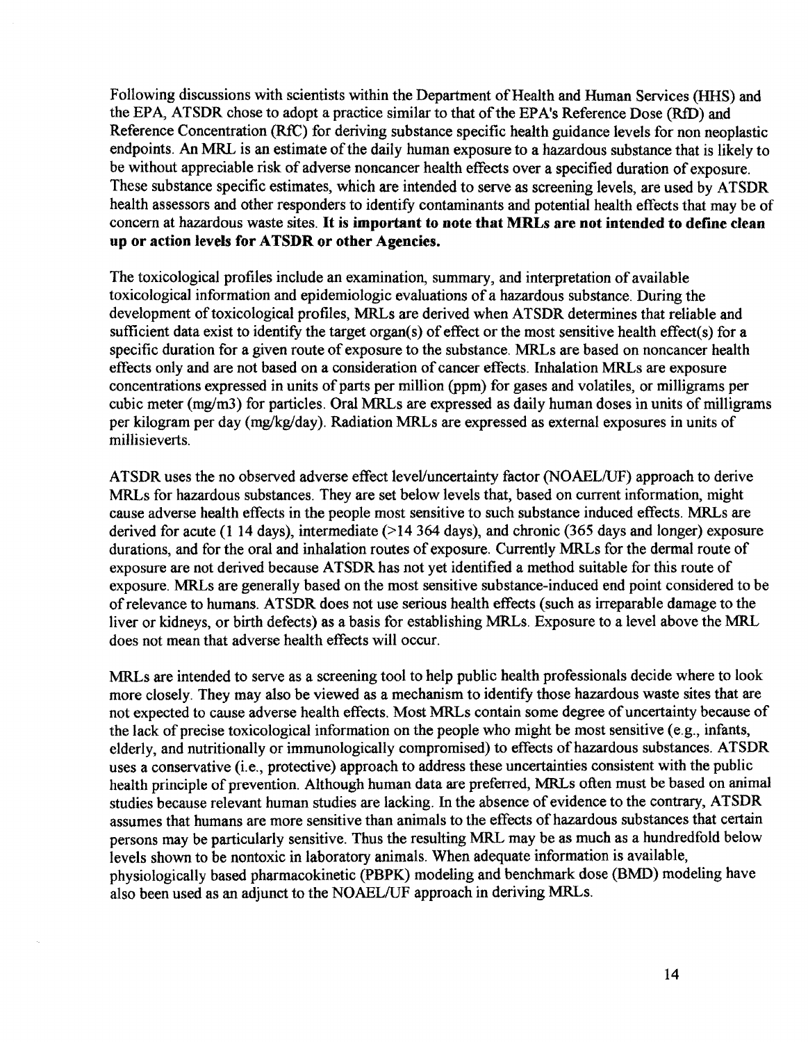Following discussions with scientists within the Department of Health and Human Services (HHS) and the EPA, ATSDR chose to adopt a practice similar to that of the EPA's Reference Dose (RfD) and Reference Concentration (RfC) for deriving substance specific health guidance levels for non neoplastic endpoints. An MRL is an estimate of the daily human exposure to a hazardous substance that is likely to be without appreciable risk of adverse noncancer health effects over a specified duration of exposure. These substance specific estimates, which are intended to serve as screening levels, are used by ATSDR health assessors and other responders to identify contaminants and potential health effects that may be of concern at hazardous waste sites. **It is important to note that MRLs are not intended to define clean up or action levels for ATSDR or other Agencies.**

The toxicological profiles include an examination, summary, and interpretation of available toxicological information and epidemiologic evaluations of a hazardous substance. During the development of toxicological profiles, MRLs are derived when ATSDR determines that reliable and sufficient data exist to identify the target organ(s) of effect or the most sensitive health effect(s) for a specific duration for a given route of exposure to the substance. MRLs are based on noncancer health effects only and are not based on a consideration of cancer effects. Inhalation MRLs are exposure concentrations expressed in units of parts per million (ppm) for gases and volatiles, or milligrams per cubic meter (mg/m3) for particles. Oral MRLs are expressed as daily human doses in units of milligrams per kilogram per day (mg/kg/day). Radiation MRLs are expressed as external exposures in units of millisieverts.

ATSDR uses the no observed adverse effect level/uncertainty factor (NOAEL/UF) approach to derive MRLs for hazardous substances. They are set below levels that, based on current information, might cause adverse health effects in the people most sensitive to such substance induced effects. MRLs are derived for acute (1 14 days), intermediate (>14 364 days), and chronic (365 days and longer) exposure durations, and for the oral and inhalation routes of exposure. Currently MRLs for the dermal route of exposure are not derived because ATSDR has not yet identified a method suitable for this route of exposure. MRLs are generally based on the most sensitive substance-induced end point considered to be of relevance to humans. ATSDR does not use serious health effects (such as irreparable damage to the liver or kidneys, or birth defects) as a basis for establishing MRLs. Exposure to a level above the MRL does not mean that adverse health effects will occur.

MRLs are intended to serve as a screening tool to help public health professionals decide where to look more closely. They may also be viewed as a mechanism to identify those hazardous waste sites that are not expected to cause adverse health effects. Most MRLs contain some degree of uncertainty because of the lack of precise toxicological information on the people who might be most sensitive (e.g., infants, elderly, and nutritionally or immunologically compromised) to effects of hazardous substances. ATSDR uses a conservative (i.e., protective) approach to address these uncertainties consistent with the public health principle of prevention. Although human data are preferred, MRLs often must be based on animal studies because relevant human studies are lacking. In the absence of evidence to the contrary, ATSDR assumes that humans are more sensitive than animals to the effects of hazardous substances that certain persons may be particularly sensitive. Thus the resulting MRL may be as much as a hundredfold below levels shown to be nontoxic in laboratory animals. When adequate information is available, physiologically based pharmacokinetic (PBPK) modeling and benchmark dose (BMD) modeling have also been used as an adjunct to the NOAEL/UF approach in deriving MRLs.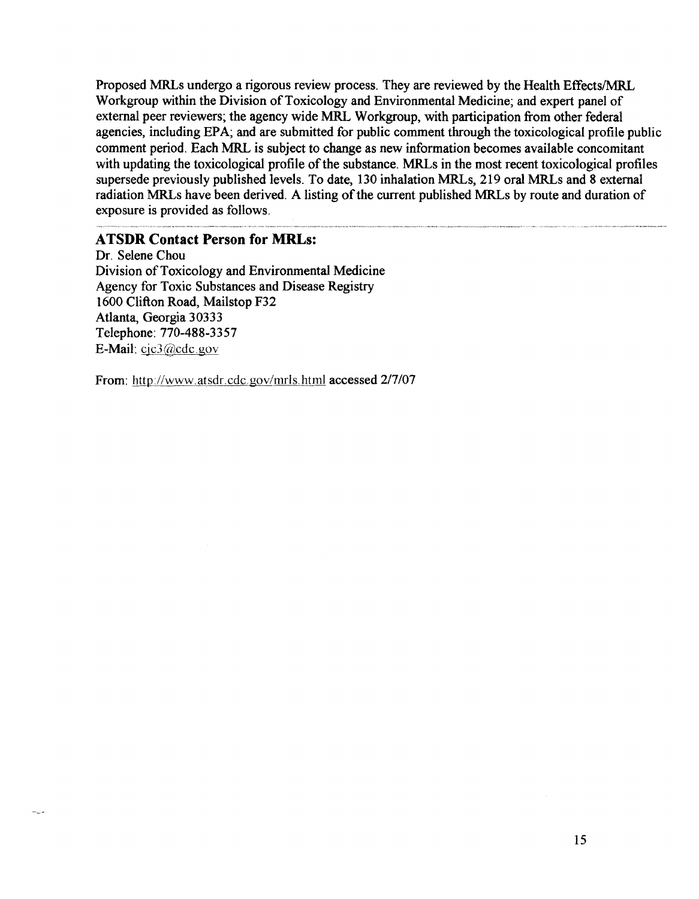Proposed MRLs undergo a rigorous review process. They are reviewed by the Health Effects/MRL Workgroup within the Division of Toxicology and Environmental Medicine; and expert panel of external peer reviewers; the agency wide MRL Workgroup, with participation from other federal agencies, including EPA; and are submitted for public comment through the toxicological profile public comment period. Each MRL is subject to change as new information becomes available concomitant with updating the toxicological profile of the substance. MRLs in the most recent toxicological profiles supersede previously published levels. To date, 130 inhalation MRLs, 219 oral MRLs and 8 external radiation MRLs have been derived. A listing of the current published MRLs by route and duration of exposure is provided as follows.

### ATSDR Contact Person for MRLs:

Dr. Selene Chou
Division of Toxicology and Environmental Medicine
Agency for Toxic Substances and Disease Registry
1600 Clifton Road, Mailstop F32
Atlanta, Georgia 30333
Telephone: 770-488-3357
E-Mail: cjc3@cdc.gov

From: http://www.atsdr.cdc.gov/mrls.html accessed 2/7/07